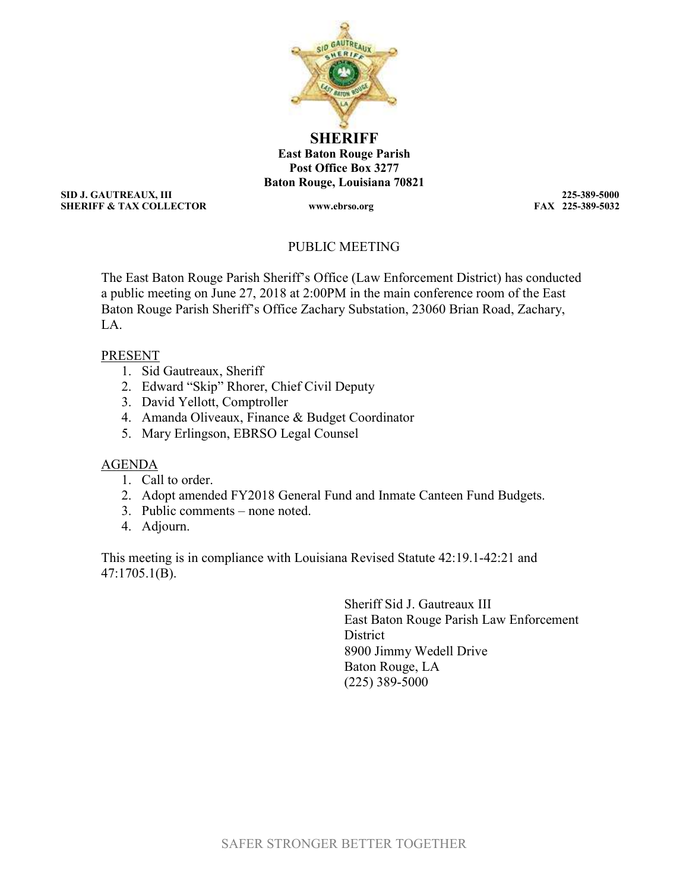# SHERIFF

**East Baton Rouge Parish**
**Post Office Box 3277**
**Baton Rouge, Louisiana 70821**

**SID J. GAUTREAUX, III**
**SHERIFF & TAX COLLECTOR**

**www.ebrso.org**

**225-389-5000**
**FAX 225-389-5032**

PUBLIC MEETING

The East Baton Rouge Parish Sheriff's Office (Law Enforcement District) has conducted a public meeting on June 27, 2018 at 2:00PM in the main conference room of the East Baton Rouge Parish Sheriff's Office Zachary Substation, 23060 Brian Road, Zachary, LA.

PRESENT

1. Sid Gautreaux, Sheriff
2. Edward "Skip" Rhorer, Chief Civil Deputy
3. David Yellott, Comptroller
4. Amanda Oliveaux, Finance & Budget Coordinator
5. Mary Erlingson, EBRSO Legal Counsel

AGENDA

1. Call to order.
2. Adopt amended FY2018 General Fund and Inmate Canteen Fund Budgets.
3. Public comments – none noted.
4. Adjourn.

This meeting is in compliance with Louisiana Revised Statute 42:19.1-42:21 and 47:1705.1(B).

Sheriff Sid J. Gautreaux III
East Baton Rouge Parish Law Enforcement District
8900 Jimmy Wedell Drive
Baton Rouge, LA
(225) 389-5000

SAFER STRONGER BETTER TOGETHER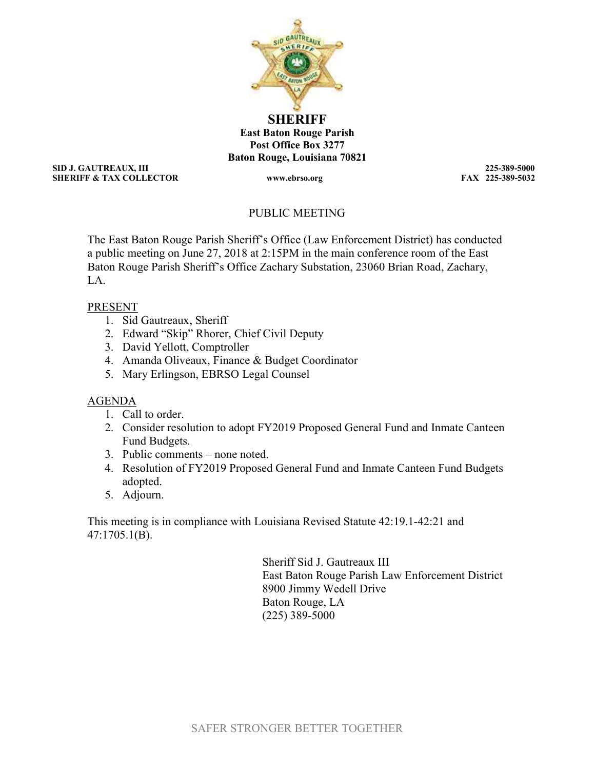**SHERIFF**
**East Baton Rouge Parish**
**Post Office Box 3277**
**Baton Rouge, Louisiana 70821**

**SID J. GAUTREAUX, III**
**SHERIFF & TAX COLLECTOR**

**www.ebrso.org**

**225-389-5000**
**FAX 225-389-5032**

PUBLIC MEETING

The East Baton Rouge Parish Sheriff's Office (Law Enforcement District) has conducted a public meeting on June 27, 2018 at 2:15PM in the main conference room of the East Baton Rouge Parish Sheriff's Office Zachary Substation, 23060 Brian Road, Zachary, LA.

PRESENT

1. Sid Gautreaux, Sheriff
2. Edward "Skip" Rhorer, Chief Civil Deputy
3. David Yellott, Comptroller
4. Amanda Oliveaux, Finance & Budget Coordinator
5. Mary Erlingson, EBRSO Legal Counsel

AGENDA

1. Call to order.
2. Consider resolution to adopt FY2019 Proposed General Fund and Inmate Canteen Fund Budgets.
3. Public comments – none noted.
4. Resolution of FY2019 Proposed General Fund and Inmate Canteen Fund Budgets adopted.
5. Adjourn.

This meeting is in compliance with Louisiana Revised Statute 42:19.1-42:21 and 47:1705.1(B).

Sheriff Sid J. Gautreaux III
East Baton Rouge Parish Law Enforcement District
8900 Jimmy Wedell Drive
Baton Rouge, LA
(225) 389-5000

SAFER STRONGER BETTER TOGETHER